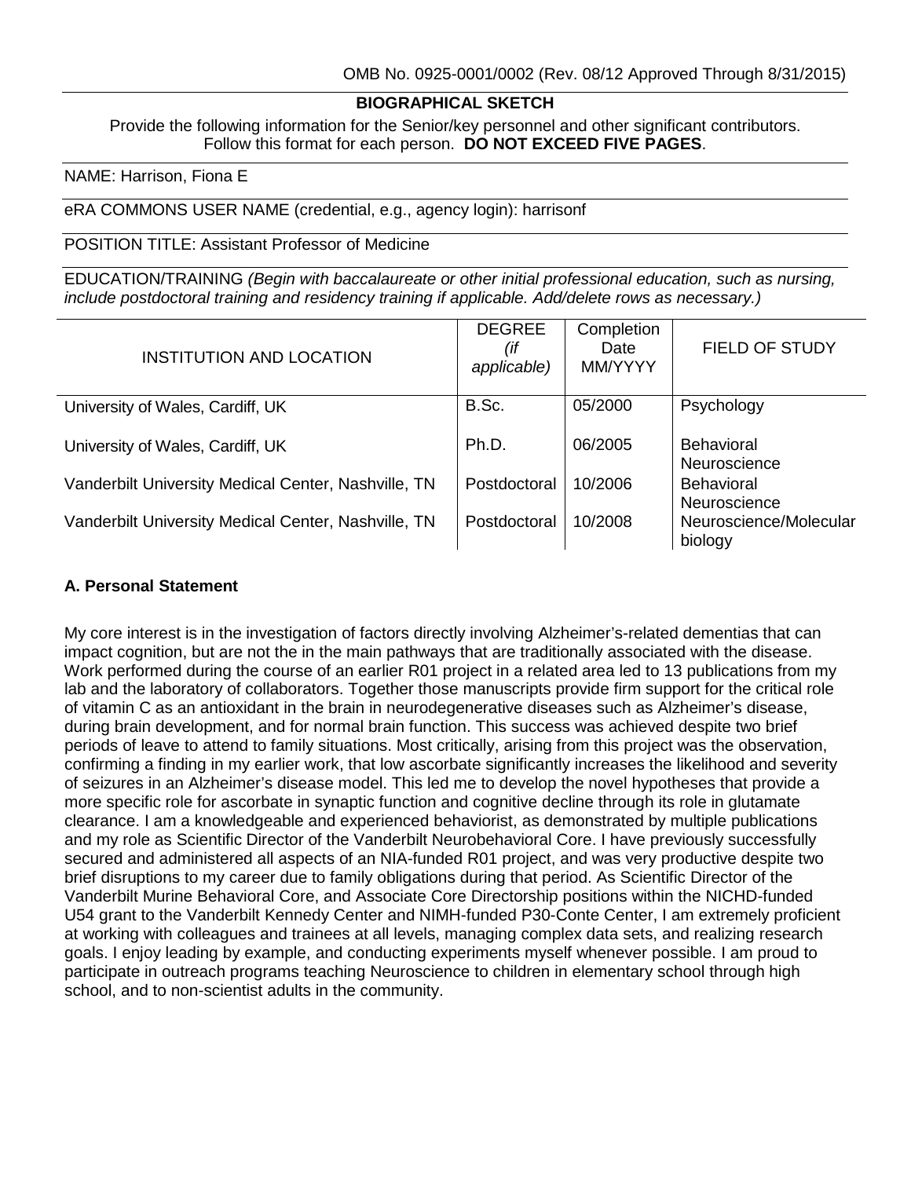OMB No. 0925-0001/0002 (Rev. 08/12 Approved Through 8/31/2015)

# BIOGRAPHICAL SKETCH

Provide the following information for the Senior/key personnel and other significant contributors. Follow this format for each person. **DO NOT EXCEED FIVE PAGES**.

NAME: Harrison, Fiona E

eRA COMMONS USER NAME (credential, e.g., agency login): harrisonf

POSITION TITLE: Assistant Professor of Medicine

EDUCATION/TRAINING *(Begin with baccalaureate or other initial professional education, such as nursing, include postdoctoral training and residency training if applicable. Add/delete rows as necessary.)*

| INSTITUTION AND LOCATION | DEGREE *(if applicable)* | Completion Date MM/YYYY | FIELD OF STUDY |
|---|---|---|---|
| University of Wales, Cardiff, UK | B.Sc. | 05/2000 | Psychology |
| University of Wales, Cardiff, UK | Ph.D. | 06/2005 | Behavioral Neuroscience |
| Vanderbilt University Medical Center, Nashville, TN | Postdoctoral | 10/2006 | Behavioral Neuroscience |
| Vanderbilt University Medical Center, Nashville, TN | Postdoctoral | 10/2008 | Neuroscience/Molecular biology |

## A. Personal Statement

My core interest is in the investigation of factors directly involving Alzheimer's-related dementias that can impact cognition, but are not the in the main pathways that are traditionally associated with the disease. Work performed during the course of an earlier R01 project in a related area led to 13 publications from my lab and the laboratory of collaborators. Together those manuscripts provide firm support for the critical role of vitamin C as an antioxidant in the brain in neurodegenerative diseases such as Alzheimer's disease, during brain development, and for normal brain function. This success was achieved despite two brief periods of leave to attend to family situations. Most critically, arising from this project was the observation, confirming a finding in my earlier work, that low ascorbate significantly increases the likelihood and severity of seizures in an Alzheimer's disease model. This led me to develop the novel hypotheses that provide a more specific role for ascorbate in synaptic function and cognitive decline through its role in glutamate clearance. I am a knowledgeable and experienced behaviorist, as demonstrated by multiple publications and my role as Scientific Director of the Vanderbilt Neurobehavioral Core. I have previously successfully secured and administered all aspects of an NIA-funded R01 project, and was very productive despite two brief disruptions to my career due to family obligations during that period. As Scientific Director of the Vanderbilt Murine Behavioral Core, and Associate Core Directorship positions within the NICHD-funded U54 grant to the Vanderbilt Kennedy Center and NIMH-funded P30-Conte Center, I am extremely proficient at working with colleagues and trainees at all levels, managing complex data sets, and realizing research goals. I enjoy leading by example, and conducting experiments myself whenever possible. I am proud to participate in outreach programs teaching Neuroscience to children in elementary school through high school, and to non-scientist adults in the community.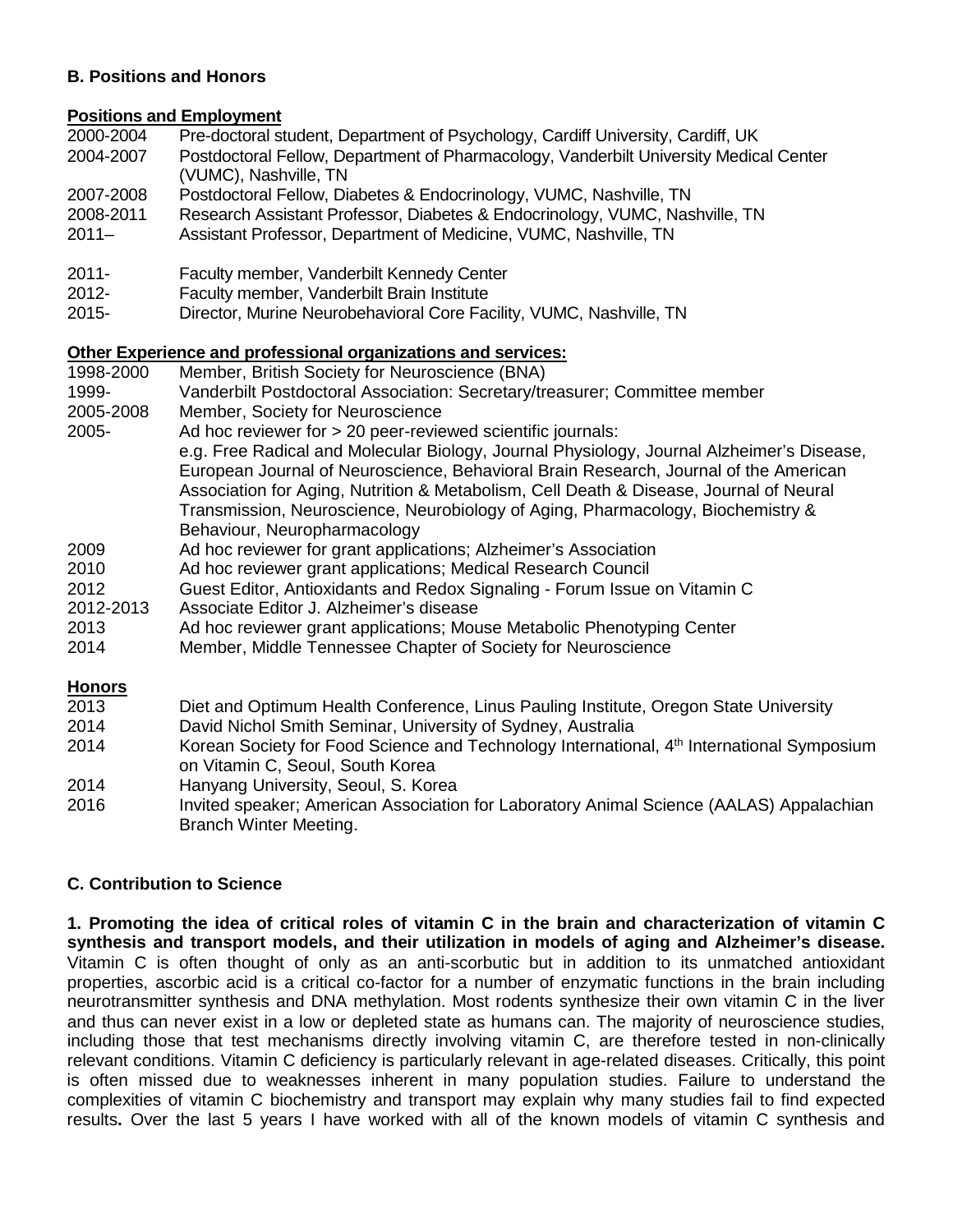### B. Positions and Honors

**Positions and Employment**

2000-2004 Pre-doctoral student, Department of Psychology, Cardiff University, Cardiff, UK
2004-2007 Postdoctoral Fellow, Department of Pharmacology, Vanderbilt University Medical Center (VUMC), Nashville, TN
2007-2008 Postdoctoral Fellow, Diabetes & Endocrinology, VUMC, Nashville, TN
2008-2011 Research Assistant Professor, Diabetes & Endocrinology, VUMC, Nashville, TN
2011– Assistant Professor, Department of Medicine, VUMC, Nashville, TN

2011- Faculty member, Vanderbilt Kennedy Center
2012- Faculty member, Vanderbilt Brain Institute
2015- Director, Murine Neurobehavioral Core Facility, VUMC, Nashville, TN

**Other Experience and professional organizations and services:**

1998-2000 Member, British Society for Neuroscience (BNA)
1999- Vanderbilt Postdoctoral Association: Secretary/treasurer; Committee member
2005-2008 Member, Society for Neuroscience
2005- Ad hoc reviewer for > 20 peer-reviewed scientific journals:
e.g. Free Radical and Molecular Biology, Journal Physiology, Journal Alzheimer's Disease, European Journal of Neuroscience, Behavioral Brain Research, Journal of the American Association for Aging, Nutrition & Metabolism, Cell Death & Disease, Journal of Neural Transmission, Neuroscience, Neurobiology of Aging, Pharmacology, Biochemistry & Behaviour, Neuropharmacology
2009 Ad hoc reviewer for grant applications; Alzheimer's Association
2010 Ad hoc reviewer grant applications; Medical Research Council
2012 Guest Editor, Antioxidants and Redox Signaling - Forum Issue on Vitamin C
2012-2013 Associate Editor J. Alzheimer's disease
2013 Ad hoc reviewer grant applications; Mouse Metabolic Phenotyping Center
2014 Member, Middle Tennessee Chapter of Society for Neuroscience

**Honors**

2013 Diet and Optimum Health Conference, Linus Pauling Institute, Oregon State University
2014 David Nichol Smith Seminar, University of Sydney, Australia
2014 Korean Society for Food Science and Technology International, 4th International Symposium on Vitamin C, Seoul, South Korea
2014 Hanyang University, Seoul, S. Korea
2016 Invited speaker; American Association for Laboratory Animal Science (AALAS) Appalachian Branch Winter Meeting.

### C. Contribution to Science

**1. Promoting the idea of critical roles of vitamin C in the brain and characterization of vitamin C synthesis and transport models, and their utilization in models of aging and Alzheimer's disease.** Vitamin C is often thought of only as an anti-scorbutic but in addition to its unmatched antioxidant properties, ascorbic acid is a critical co-factor for a number of enzymatic functions in the brain including neurotransmitter synthesis and DNA methylation. Most rodents synthesize their own vitamin C in the liver and thus can never exist in a low or depleted state as humans can. The majority of neuroscience studies, including those that test mechanisms directly involving vitamin C, are therefore tested in non-clinically relevant conditions. Vitamin C deficiency is particularly relevant in age-related diseases. Critically, this point is often missed due to weaknesses inherent in many population studies. Failure to understand the complexities of vitamin C biochemistry and transport may explain why many studies fail to find expected results**.** Over the last 5 years I have worked with all of the known models of vitamin C synthesis and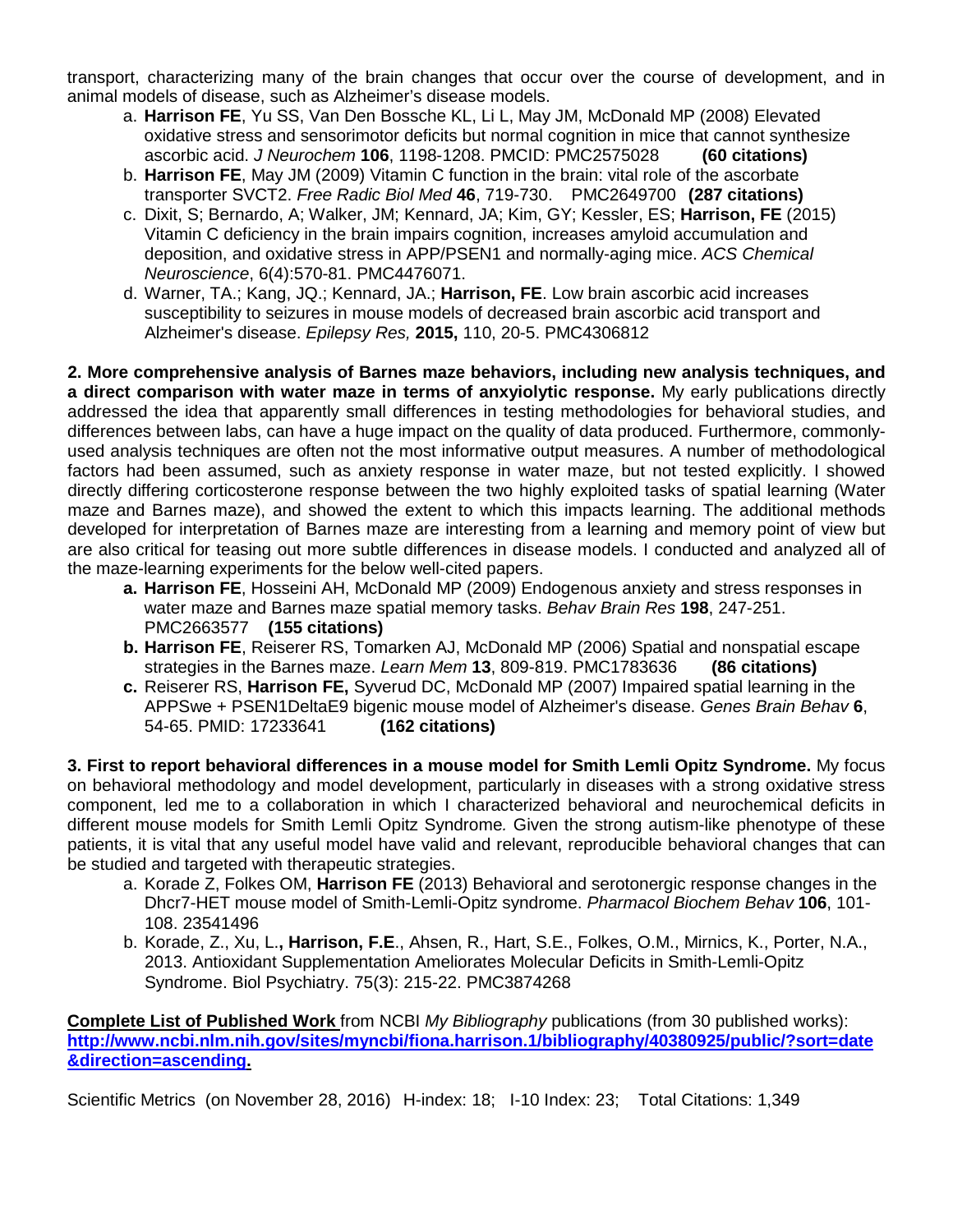transport, characterizing many of the brain changes that occur over the course of development, and in animal models of disease, such as Alzheimer's disease models.

a. **Harrison FE**, Yu SS, Van Den Bossche KL, Li L, May JM, McDonald MP (2008) Elevated oxidative stress and sensorimotor deficits but normal cognition in mice that cannot synthesize ascorbic acid. *J Neurochem* **106**, 1198-1208. PMCID: PMC2575028 **(60 citations)**
b. **Harrison FE**, May JM (2009) Vitamin C function in the brain: vital role of the ascorbate transporter SVCT2. *Free Radic Biol Med* **46**, 719-730. PMC2649700 **(287 citations)**
c. Dixit, S; Bernardo, A; Walker, JM; Kennard, JA; Kim, GY; Kessler, ES; **Harrison, FE** (2015) Vitamin C deficiency in the brain impairs cognition, increases amyloid accumulation and deposition, and oxidative stress in APP/PSEN1 and normally-aging mice. *ACS Chemical Neuroscience*, 6(4):570-81. PMC4476071.
d. Warner, TA.; Kang, JQ.; Kennard, JA.; **Harrison, FE**. Low brain ascorbic acid increases susceptibility to seizures in mouse models of decreased brain ascorbic acid transport and Alzheimer's disease. *Epilepsy Res,* **2015,** 110, 20-5. PMC4306812

**2. More comprehensive analysis of Barnes maze behaviors, including new analysis techniques, and a direct comparison with water maze in terms of anxyiolytic response.** My early publications directly addressed the idea that apparently small differences in testing methodologies for behavioral studies, and differences between labs, can have a huge impact on the quality of data produced. Furthermore, commonly-used analysis techniques are often not the most informative output measures. A number of methodological factors had been assumed, such as anxiety response in water maze, but not tested explicitly. I showed directly differing corticosterone response between the two highly exploited tasks of spatial learning (Water maze and Barnes maze), and showed the extent to which this impacts learning. The additional methods developed for interpretation of Barnes maze are interesting from a learning and memory point of view but are also critical for teasing out more subtle differences in disease models. I conducted and analyzed all of the maze-learning experiments for the below well-cited papers.

**a.** **Harrison FE**, Hosseini AH, McDonald MP (2009) Endogenous anxiety and stress responses in water maze and Barnes maze spatial memory tasks. *Behav Brain Res* **198**, 247-251. PMC2663577 **(155 citations)**
**b.** **Harrison FE**, Reiserer RS, Tomarken AJ, McDonald MP (2006) Spatial and nonspatial escape strategies in the Barnes maze. *Learn Mem* **13**, 809-819. PMC1783636 **(86 citations)**
**c.** Reiserer RS, **Harrison FE,** Syverud DC, McDonald MP (2007) Impaired spatial learning in the APPSwe + PSEN1DeltaE9 bigenic mouse model of Alzheimer's disease. *Genes Brain Behav* **6**, 54-65. PMID: 17233641 **(162 citations)**

**3. First to report behavioral differences in a mouse model for Smith Lemli Opitz Syndrome.** My focus on behavioral methodology and model development, particularly in diseases with a strong oxidative stress component, led me to a collaboration in which I characterized behavioral and neurochemical deficits in different mouse models for Smith Lemli Opitz Syndrome*.* Given the strong autism-like phenotype of these patients, it is vital that any useful model have valid and relevant, reproducible behavioral changes that can be studied and targeted with therapeutic strategies.

a. Korade Z, Folkes OM, **Harrison FE** (2013) Behavioral and serotonergic response changes in the Dhcr7-HET mouse model of Smith-Lemli-Opitz syndrome. *Pharmacol Biochem Behav* **106**, 101-108. 23541496
b. Korade, Z., Xu, L.**, Harrison, F.E**., Ahsen, R., Hart, S.E., Folkes, O.M., Mirnics, K., Porter, N.A., 2013. Antioxidant Supplementation Ameliorates Molecular Deficits in Smith-Lemli-Opitz Syndrome. Biol Psychiatry. 75(3): 215-22. PMC3874268

**Complete List of Published Work** from NCBI *My Bibliography* publications (from 30 published works): **http://www.ncbi.nlm.nih.gov/sites/myncbi/fiona.harrison.1/bibliography/40380925/public/?sort=date&direction=ascending.**

Scientific Metrics (on November 28, 2016) H-index: 18; I-10 Index: 23; Total Citations: 1,349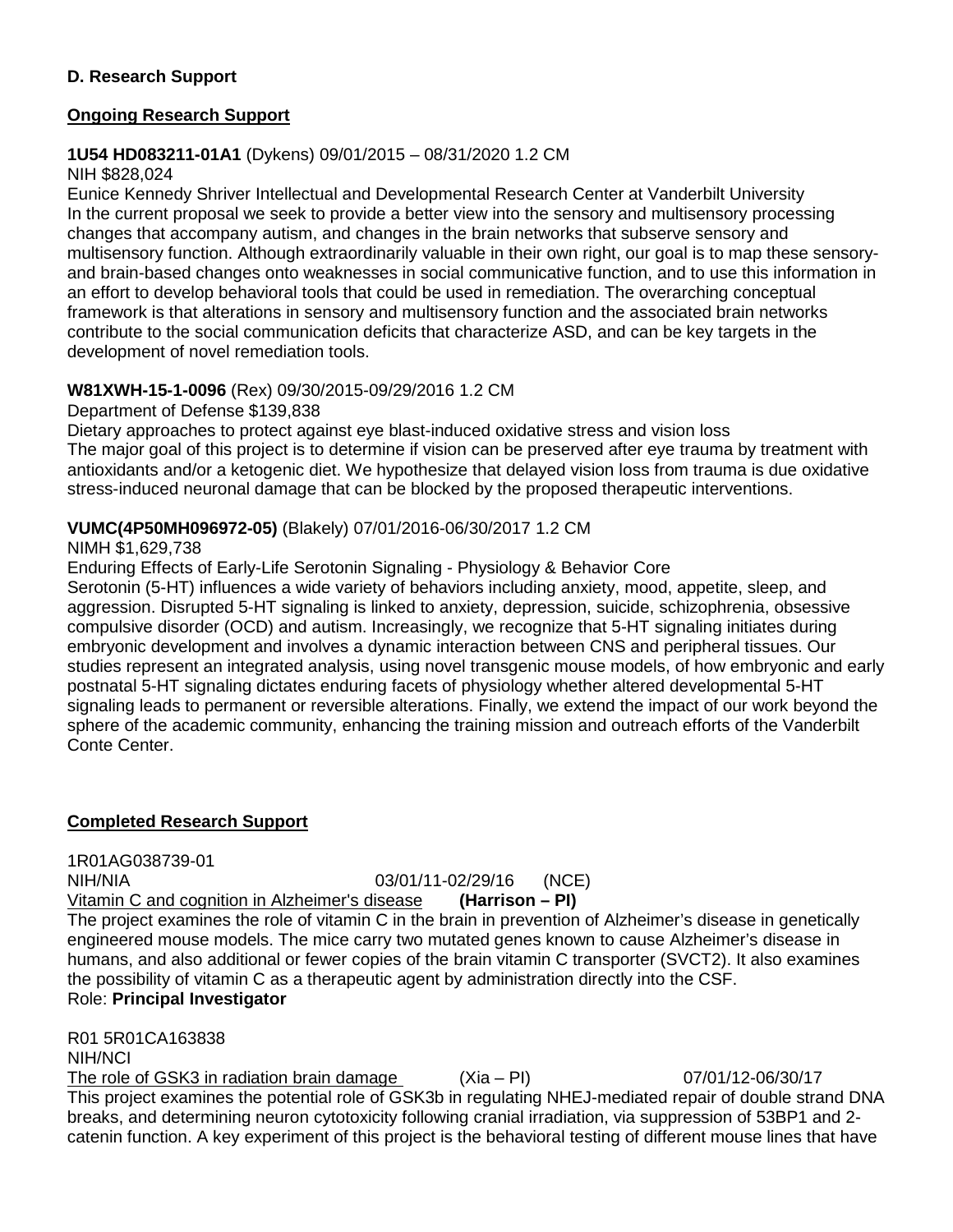**D. Research Support**

**Ongoing Research Support**

**1U54 HD083211-01A1** (Dykens) 09/01/2015 – 08/31/2020 1.2 CM
NIH $828,024
Eunice Kennedy Shriver Intellectual and Developmental Research Center at Vanderbilt University
In the current proposal we seek to provide a better view into the sensory and multisensory processing changes that accompany autism, and changes in the brain networks that subserve sensory and multisensory function. Although extraordinarily valuable in their own right, our goal is to map these sensory- and brain-based changes onto weaknesses in social communicative function, and to use this information in an effort to develop behavioral tools that could be used in remediation. The overarching conceptual framework is that alterations in sensory and multisensory function and the associated brain networks contribute to the social communication deficits that characterize ASD, and can be key targets in the development of novel remediation tools.

**W81XWH-15-1-0096** (Rex) 09/30/2015-09/29/2016 1.2 CM
Department of Defense $139,838
Dietary approaches to protect against eye blast-induced oxidative stress and vision loss
The major goal of this project is to determine if vision can be preserved after eye trauma by treatment with antioxidants and/or a ketogenic diet. We hypothesize that delayed vision loss from trauma is due oxidative stress-induced neuronal damage that can be blocked by the proposed therapeutic interventions.

**VUMC(4P50MH096972-05)** (Blakely) 07/01/2016-06/30/2017 1.2 CM
NIMH $1,629,738
Enduring Effects of Early-Life Serotonin Signaling - Physiology & Behavior Core
Serotonin (5-HT) influences a wide variety of behaviors including anxiety, mood, appetite, sleep, and aggression. Disrupted 5-HT signaling is linked to anxiety, depression, suicide, schizophrenia, obsessive compulsive disorder (OCD) and autism. Increasingly, we recognize that 5-HT signaling initiates during embryonic development and involves a dynamic interaction between CNS and peripheral tissues. Our studies represent an integrated analysis, using novel transgenic mouse models, of how embryonic and early postnatal 5-HT signaling dictates enduring facets of physiology whether altered developmental 5-HT signaling leads to permanent or reversible alterations. Finally, we extend the impact of our work beyond the sphere of the academic community, enhancing the training mission and outreach efforts of the Vanderbilt Conte Center.

**Completed Research Support**

1R01AG038739-01
NIH/NIA 03/01/11-02/29/16 (NCE)
Vitamin C and cognition in Alzheimer's disease **(Harrison – PI)**
The project examines the role of vitamin C in the brain in prevention of Alzheimer's disease in genetically engineered mouse models. The mice carry two mutated genes known to cause Alzheimer's disease in humans, and also additional or fewer copies of the brain vitamin C transporter (SVCT2). It also examines the possibility of vitamin C as a therapeutic agent by administration directly into the CSF.
Role: **Principal Investigator**

R01 5R01CA163838
NIH/NCI
The role of GSK3 in radiation brain damage (Xia – PI) 07/01/12-06/30/17
This project examines the potential role of GSK3b in regulating NHEJ-mediated repair of double strand DNA breaks, and determining neuron cytotoxicity following cranial irradiation, via suppression of 53BP1 and 2-catenin function. A key experiment of this project is the behavioral testing of different mouse lines that have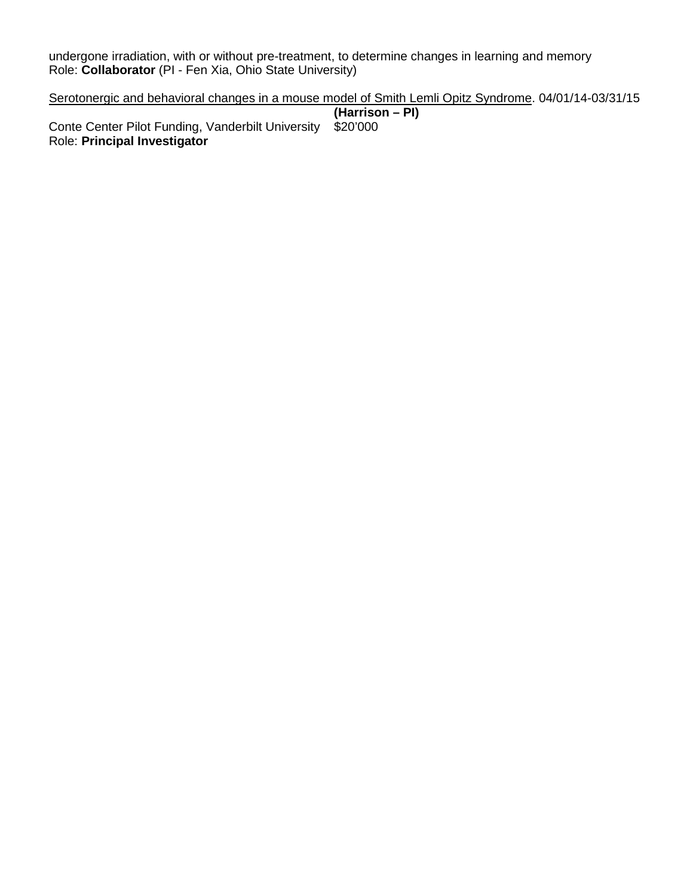undergone irradiation, with or without pre-treatment, to determine changes in learning and memory
Role: **Collaborator** (PI - Fen Xia, Ohio State University)

Serotonergic and behavioral changes in a mouse model of Smith Lemli Opitz Syndrome. 04/01/14-03/31/15
**(Harrison – PI)**
Conte Center Pilot Funding, Vanderbilt University $20'000
Role: **Principal Investigator**